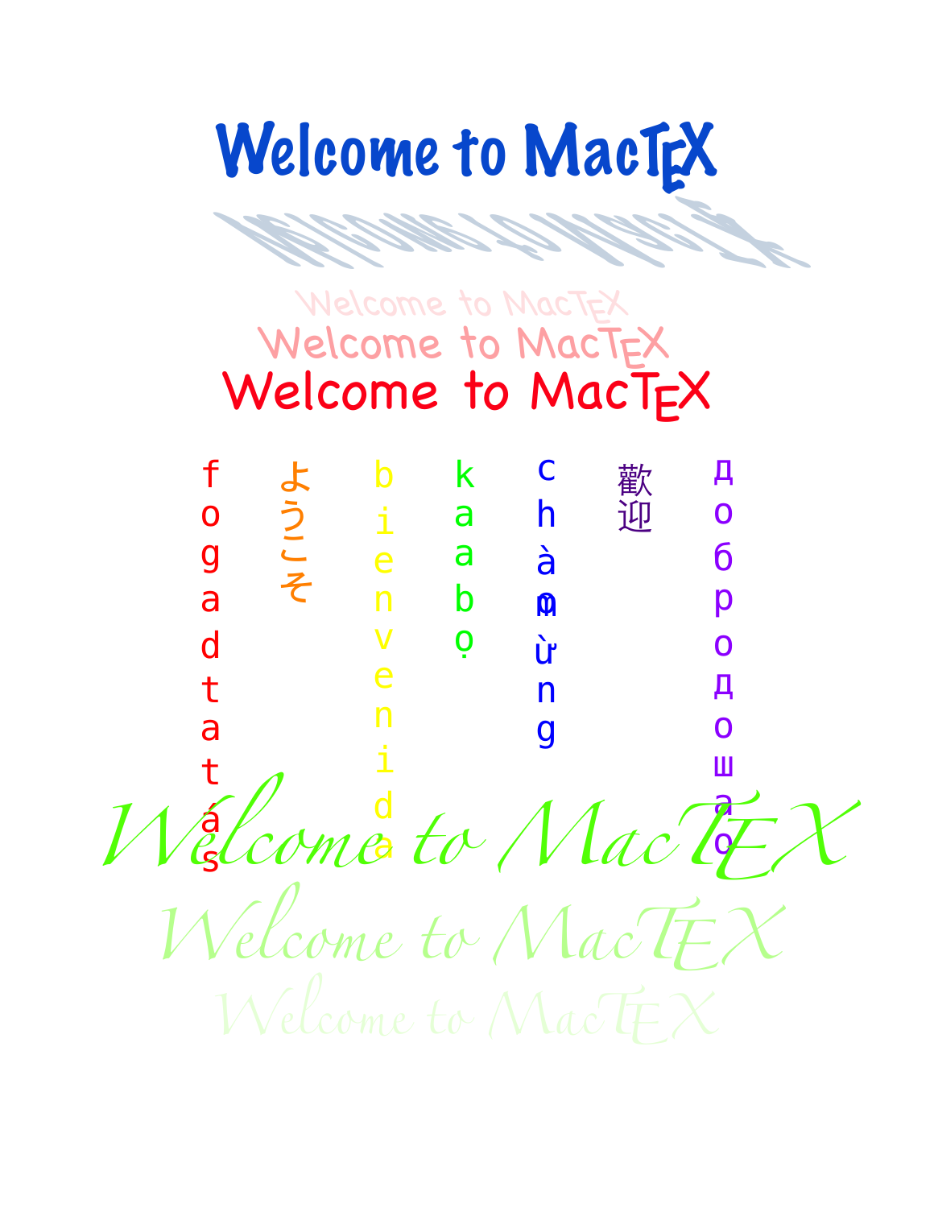# Welcome to MacTEX

Welcome to MacTEX

Welcome to MacTEX

Welcome to MacTEX

fogadtatás

ようこそ

bienvenida

kaabọ

chào mừng

歡迎

добродошао

*Welcome to MacTEX*

*Welcome to MacTEX*

*Welcome to MacTEX*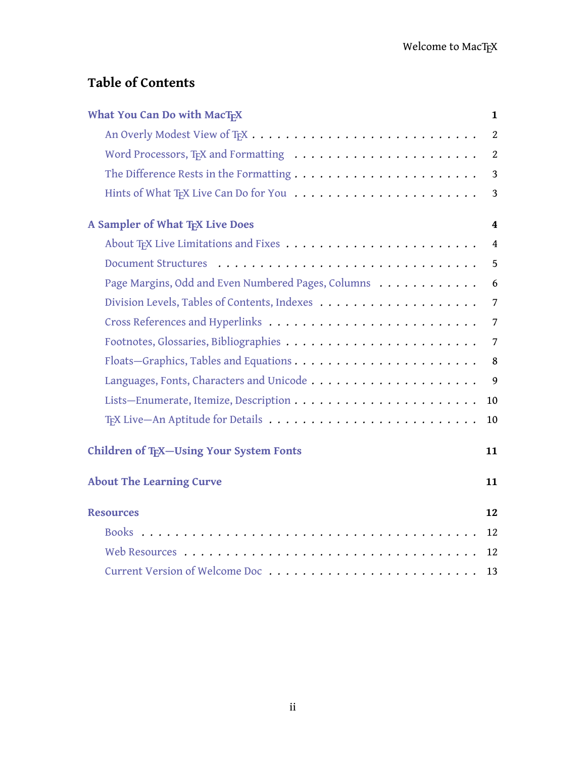## Table of Contents

**What You Can Do with MacTEX** — 1

- An Overly Modest View of TEX — 2
- Word Processors, TEX and Formatting — 2
- The Difference Rests in the Formatting — 3
- Hints of What TEX Live Can Do for You — 3

**A Sampler of What TEX Live Does** — 4

- About TEX Live Limitations and Fixes — 4
- Document Structures — 5
- Page Margins, Odd and Even Numbered Pages, Columns — 6
- Division Levels, Tables of Contents, Indexes — 7
- Cross References and Hyperlinks — 7
- Footnotes, Glossaries, Bibliographies — 7
- Floats—Graphics, Tables and Equations — 8
- Languages, Fonts, Characters and Unicode — 9
- Lists—Enumerate, Itemize, Description — 10
- TEX Live—An Aptitude for Details — 10

**Children of TEX—Using Your System Fonts** — 11

**About The Learning Curve** — 11

**Resources** — 12

- Books — 12
- Web Resources — 12
- Current Version of Welcome Doc — 13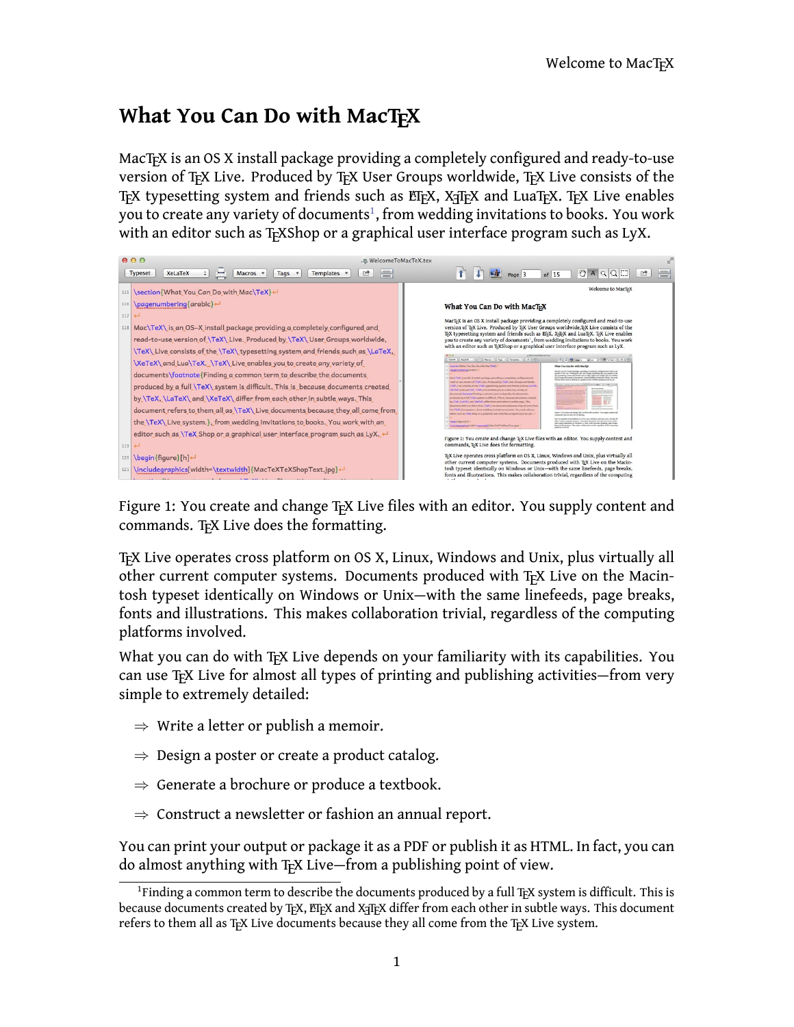# What You Can Do with MacTEX

MacTEX is an OS X install package providing a completely configured and ready-to-use version of TEX Live. Produced by TEX User Groups worldwide, TEX Live consists of the TEX typesetting system and friends such as LATEX, XƎTEX and LuaTEX. TEX Live enables you to create any variety of documents[1], from wedding invitations to books. You work with an editor such as TEXShop or a graphical user interface program such as LyX.

Figure 1: You create and change TEX Live files with an editor. You supply content and commands. TEX Live does the formatting.

TEX Live operates cross platform on OS X, Linux, Windows and Unix, plus virtually all other current computer systems. Documents produced with TEX Live on the Macintosh typeset identically on Windows or Unix—with the same linefeeds, page breaks, fonts and illustrations. This makes collaboration trivial, regardless of the computing platforms involved.

What you can do with TEX Live depends on your familiarity with its capabilities. You can use TEX Live for almost all types of printing and publishing activities—from very simple to extremely detailed:

- ⇒ Write a letter or publish a memoir.
- ⇒ Design a poster or create a product catalog.
- ⇒ Generate a brochure or produce a textbook.
- ⇒ Construct a newsletter or fashion an annual report.

You can print your output or package it as a PDF or publish it as HTML. In fact, you can do almost anything with TEX Live—from a publishing point of view.

[1] Finding a common term to describe the documents produced by a full TEX system is difficult. This is because documents created by TEX, LATEX and XƎTEX differ from each other in subtle ways. This document refers to them all as TEX Live documents because they all come from the TEX Live system.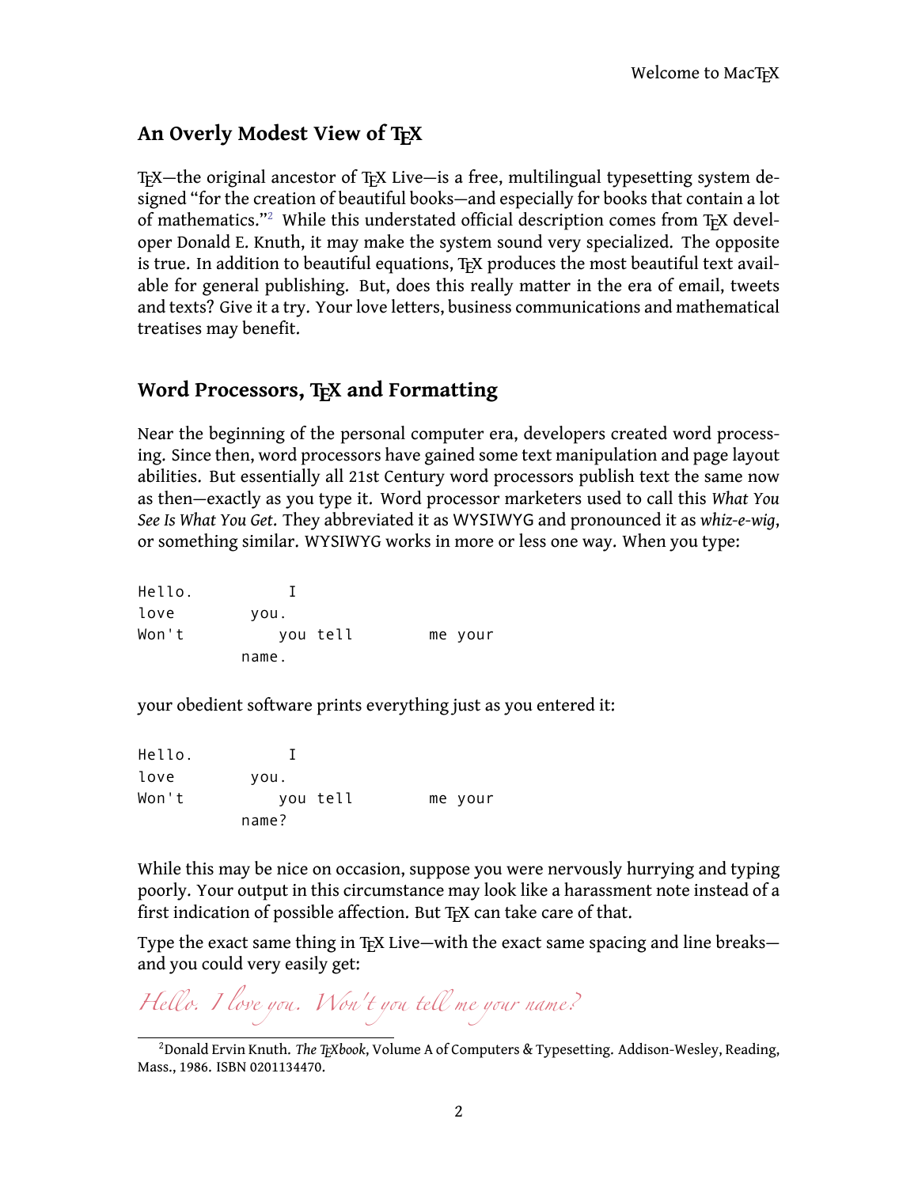## An Overly Modest View of TEX

TEX—the original ancestor of TEX Live—is a free, multilingual typesetting system designed "for the creation of beautiful books—and especially for books that contain a lot of mathematics."[2] While this understated official description comes from TEX developer Donald E. Knuth, it may make the system sound very specialized. The opposite is true. In addition to beautiful equations, TEX produces the most beautiful text available for general publishing. But, does this really matter in the era of email, tweets and texts? Give it a try. Your love letters, business communications and mathematical treatises may benefit.

## Word Processors, TEX and Formatting

Near the beginning of the personal computer era, developers created word processing. Since then, word processors have gained some text manipulation and page layout abilities. But essentially all 21st Century word processors publish text the same now as then—exactly as you type it. Word processor marketers used to call this *What You See Is What You Get*. They abbreviated it as WYSIWYG and pronounced it as *whiz-e-wig*, or something similar. WYSIWYG works in more or less one way. When you type:

```
Hello.          I
love        you.
Won't          you tell        me your
           name.
```

your obedient software prints everything just as you entered it:

```
Hello.          I
love        you.
Won't          you tell        me your
           name?
```

While this may be nice on occasion, suppose you were nervously hurrying and typing poorly. Your output in this circumstance may look like a harassment note instead of a first indication of possible affection. But TEX can take care of that.

Type the exact same thing in TEX Live—with the exact same spacing and line breaks—and you could very easily get:

*Hello. I love you. Won't you tell me your name?*

[2] Donald Ervin Knuth. *The TEXbook*, Volume A of Computers & Typesetting. Addison-Wesley, Reading, Mass., 1986. ISBN 0201134470.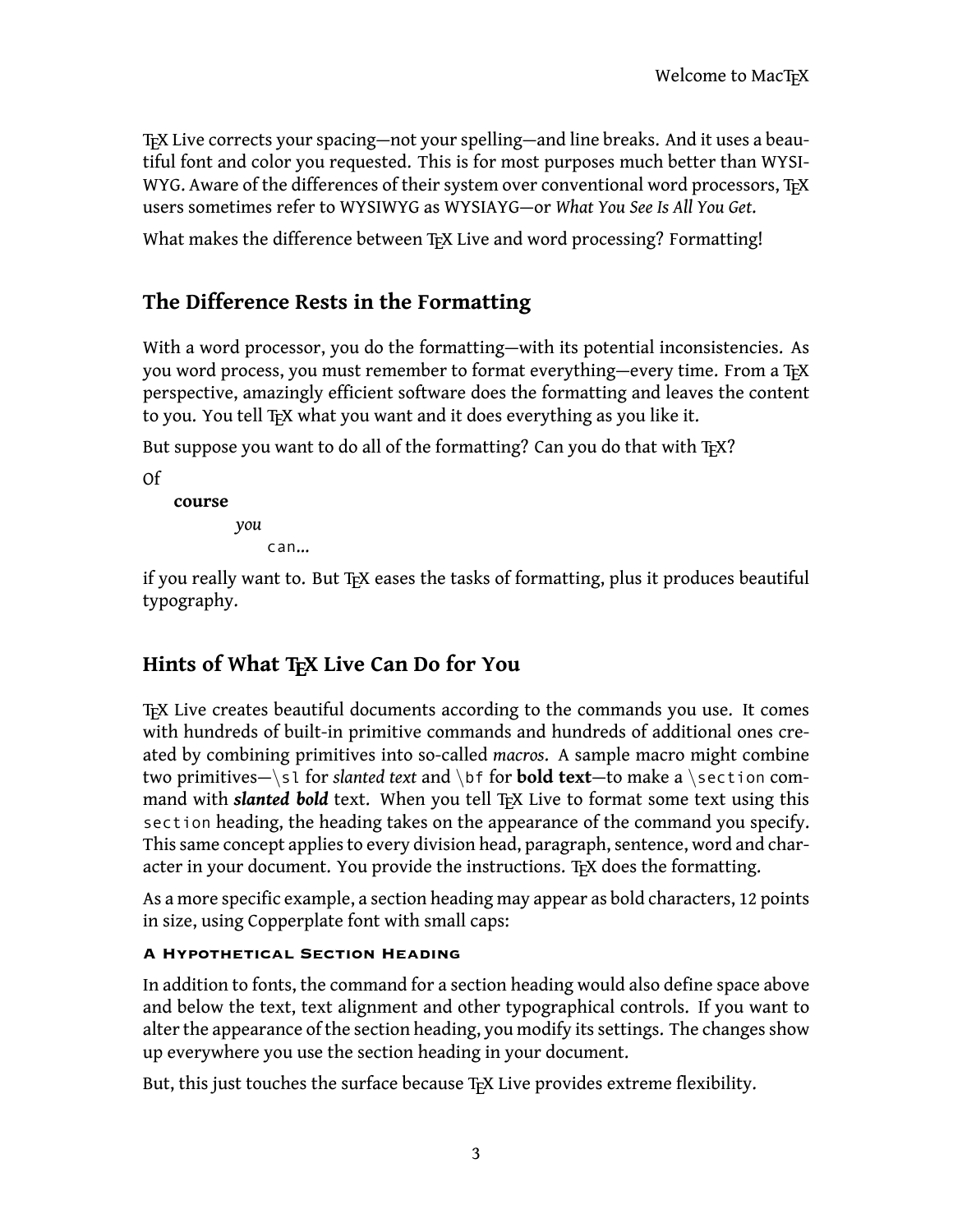TEX Live corrects your spacing—not your spelling—and line breaks. And it uses a beautiful font and color you requested. This is for most purposes much better than WYSIWYG. Aware of the differences of their system over conventional word processors, TEX users sometimes refer to WYSIWYG as WYSIAYG—or *What You See Is All You Get*.

What makes the difference between TEX Live and word processing? Formatting!

## The Difference Rests in the Formatting

With a word processor, you do the formatting—with its potential inconsistencies. As you word process, you must remember to format everything—every time. From a TEX perspective, amazingly efficient software does the formatting and leaves the content to you. You tell TEX what you want and it does everything as you like it.

But suppose you want to do all of the formatting? Can you do that with TEX?

Of
&nbsp;&nbsp;&nbsp;&nbsp;**course**
&nbsp;&nbsp;&nbsp;&nbsp;&nbsp;&nbsp;&nbsp;&nbsp;*you*
&nbsp;&nbsp;&nbsp;&nbsp;&nbsp;&nbsp;&nbsp;&nbsp;&nbsp;&nbsp;&nbsp;&nbsp;`can`...

if you really want to. But TEX eases the tasks of formatting, plus it produces beautiful typography.

## Hints of What TEX Live Can Do for You

TEX Live creates beautiful documents according to the commands you use. It comes with hundreds of built-in primitive commands and hundreds of additional ones created by combining primitives into so-called *macros*. A sample macro might combine two primitives—`\sl` for *slanted text* and `\bf` for **bold text**—to make a `\section` command with ***slanted bold*** text. When you tell TEX Live to format some text using this `section` heading, the heading takes on the appearance of the command you specify. This same concept applies to every division head, paragraph, sentence, word and character in your document. You provide the instructions. TEX does the formatting.

As a more specific example, a section heading may appear as bold characters, 12 points in size, using Copperplate font with small caps:

**A HYPOTHETICAL SECTION HEADING**

In addition to fonts, the command for a section heading would also define space above and below the text, text alignment and other typographical controls. If you want to alter the appearance of the section heading, you modify its settings. The changes show up everywhere you use the section heading in your document.

But, this just touches the surface because TEX Live provides extreme flexibility.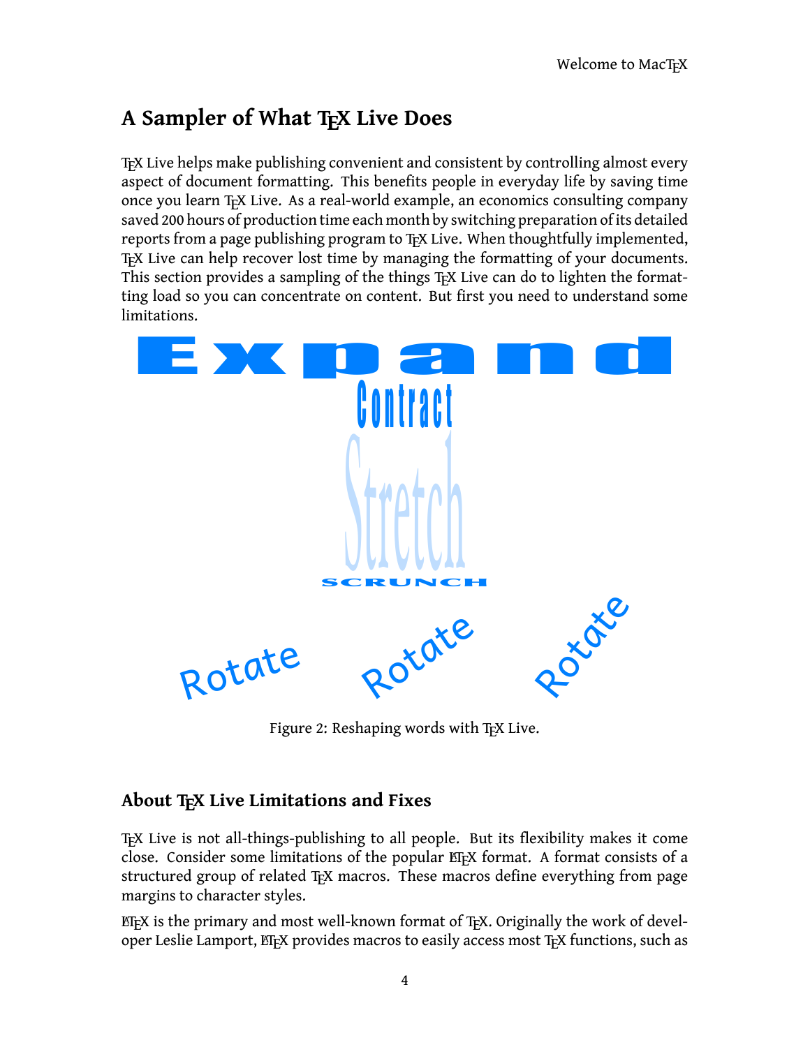## A Sampler of What TEX Live Does

TEX Live helps make publishing convenient and consistent by controlling almost every aspect of document formatting. This benefits people in everyday life by saving time once you learn TEX Live. As a real-world example, an economics consulting company saved 200 hours of production time each month by switching preparation of its detailed reports from a page publishing program to TEX Live. When thoughtfully implemented, TEX Live can help recover lost time by managing the formatting of your documents. This section provides a sampling of the things TEX Live can do to lighten the formatting load so you can concentrate on content. But first you need to understand some limitations.

Expand

Contract

Stretch

SCRUNCH

Rotate Rotate Rotate

Figure 2: Reshaping words with TEX Live.

### About TEX Live Limitations and Fixes

TEX Live is not all-things-publishing to all people. But its flexibility makes it come close. Consider some limitations of the popular LATEX format. A format consists of a structured group of related TEX macros. These macros define everything from page margins to character styles.

LATEX is the primary and most well-known format of TEX. Originally the work of developer Leslie Lamport, LATEX provides macros to easily access most TEX functions, such as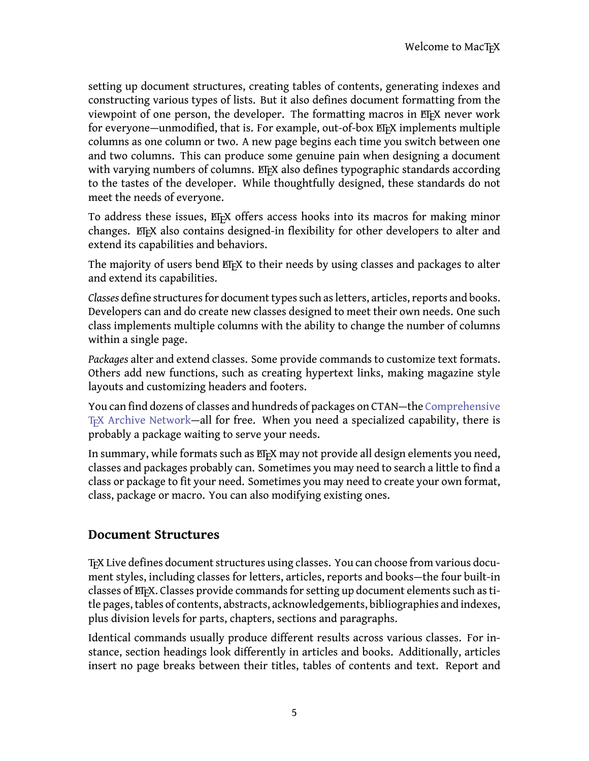setting up document structures, creating tables of contents, generating indexes and constructing various types of lists. But it also defines document formatting from the viewpoint of one person, the developer. The formatting macros in LaTeX never work for everyone—unmodified, that is. For example, out-of-box LaTeX implements multiple columns as one column or two. A new page begins each time you switch between one and two columns. This can produce some genuine pain when designing a document with varying numbers of columns. LaTeX also defines typographic standards according to the tastes of the developer. While thoughtfully designed, these standards do not meet the needs of everyone.

To address these issues, LaTeX offers access hooks into its macros for making minor changes. LaTeX also contains designed-in flexibility for other developers to alter and extend its capabilities and behaviors.

The majority of users bend LaTeX to their needs by using classes and packages to alter and extend its capabilities.

*Classes* define structures for document types such as letters, articles, reports and books. Developers can and do create new classes designed to meet their own needs. One such class implements multiple columns with the ability to change the number of columns within a single page.

*Packages* alter and extend classes. Some provide commands to customize text formats. Others add new functions, such as creating hypertext links, making magazine style layouts and customizing headers and footers.

You can find dozens of classes and hundreds of packages on CTAN—the Comprehensive TeX Archive Network—all for free. When you need a specialized capability, there is probably a package waiting to serve your needs.

In summary, while formats such as LaTeX may not provide all design elements you need, classes and packages probably can. Sometimes you may need to search a little to find a class or package to fit your need. Sometimes you may need to create your own format, class, package or macro. You can also modifying existing ones.

## Document Structures

TeX Live defines document structures using classes. You can choose from various document styles, including classes for letters, articles, reports and books—the four built-in classes of LaTeX. Classes provide commands for setting up document elements such as title pages, tables of contents, abstracts, acknowledgements, bibliographies and indexes, plus division levels for parts, chapters, sections and paragraphs.

Identical commands usually produce different results across various classes. For instance, section headings look differently in articles and books. Additionally, articles insert no page breaks between their titles, tables of contents and text. Report and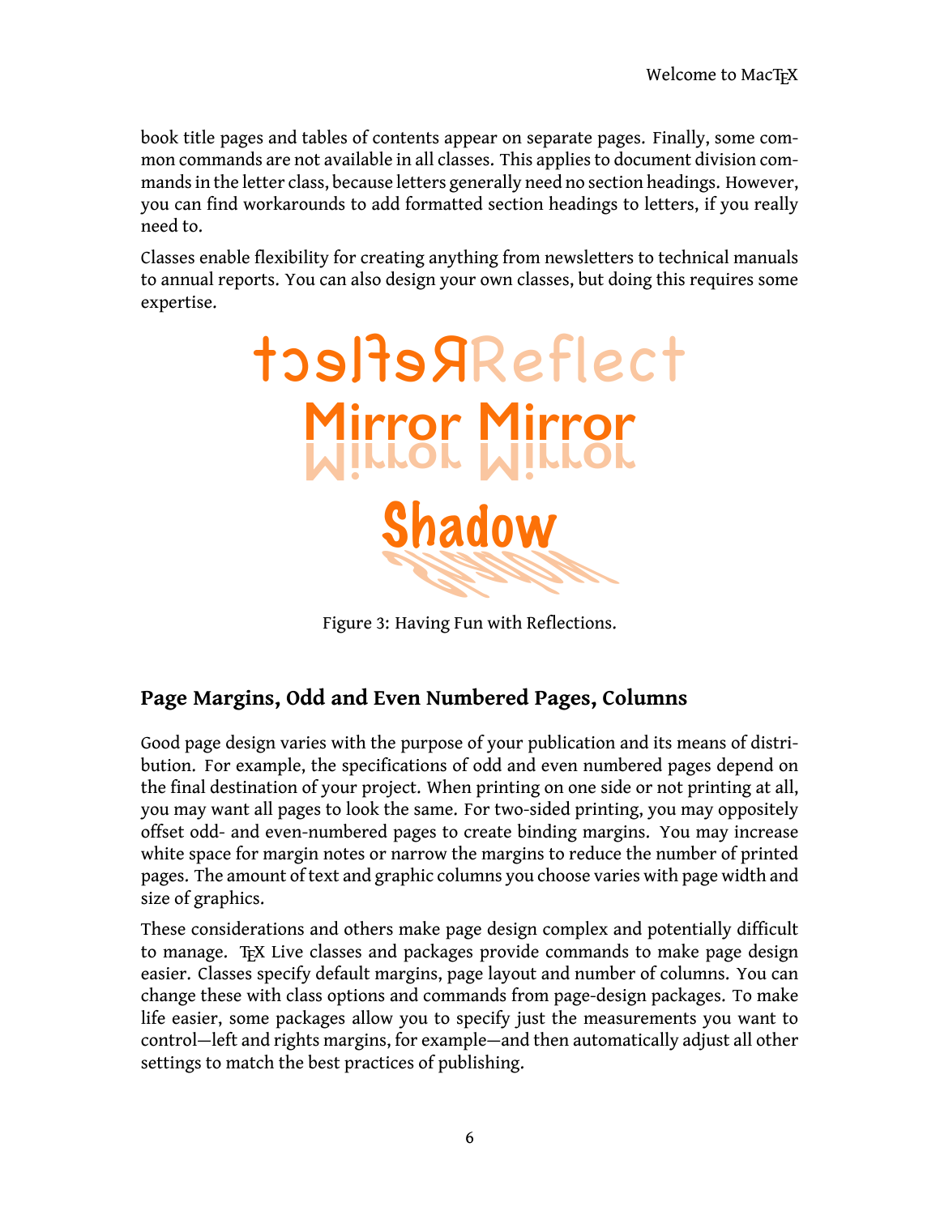book title pages and tables of contents appear on separate pages. Finally, some common commands are not available in all classes. This applies to document division commands in the letter class, because letters generally need no section headings. However, you can find workarounds to add formatted section headings to letters, if you really need to.

Classes enable flexibility for creating anything from newsletters to technical manuals to annual reports. You can also design your own classes, but doing this requires some expertise.

Figure 3: Having Fun with Reflections.

## Page Margins, Odd and Even Numbered Pages, Columns

Good page design varies with the purpose of your publication and its means of distribution. For example, the specifications of odd and even numbered pages depend on the final destination of your project. When printing on one side or not printing at all, you may want all pages to look the same. For two-sided printing, you may oppositely offset odd- and even-numbered pages to create binding margins. You may increase white space for margin notes or narrow the margins to reduce the number of printed pages. The amount of text and graphic columns you choose varies with page width and size of graphics.

These considerations and others make page design complex and potentially difficult to manage. TEX Live classes and packages provide commands to make page design easier. Classes specify default margins, page layout and number of columns. You can change these with class options and commands from page-design packages. To make life easier, some packages allow you to specify just the measurements you want to control—left and rights margins, for example—and then automatically adjust all other settings to match the best practices of publishing.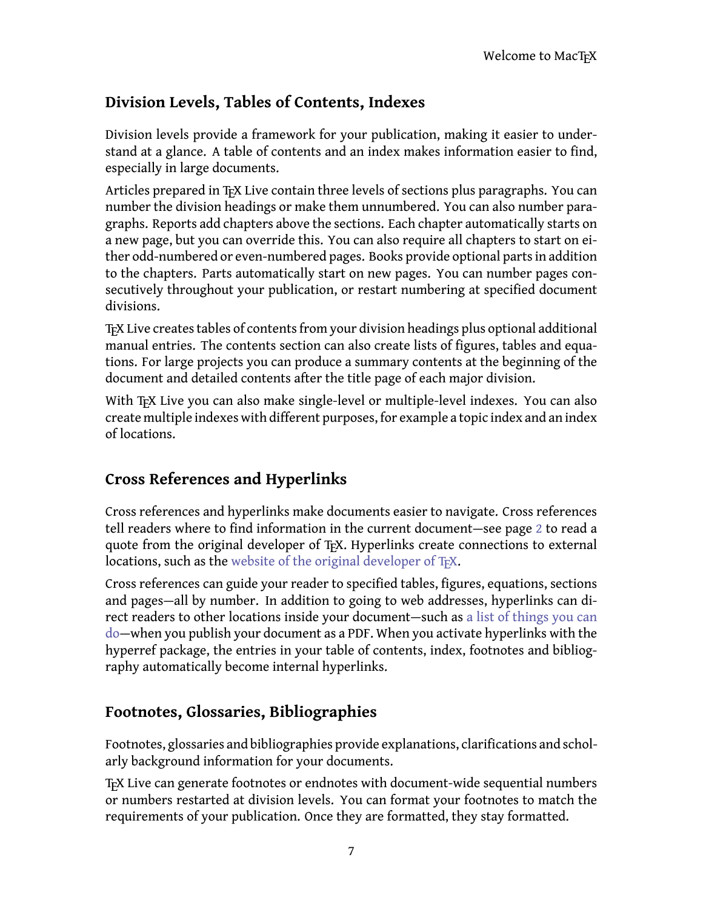## Division Levels, Tables of Contents, Indexes

Division levels provide a framework for your publication, making it easier to understand at a glance. A table of contents and an index makes information easier to find, especially in large documents.

Articles prepared in TEX Live contain three levels of sections plus paragraphs. You can number the division headings or make them unnumbered. You can also number paragraphs. Reports add chapters above the sections. Each chapter automatically starts on a new page, but you can override this. You can also require all chapters to start on either odd-numbered or even-numbered pages. Books provide optional parts in addition to the chapters. Parts automatically start on new pages. You can number pages consecutively throughout your publication, or restart numbering at specified document divisions.

TEX Live creates tables of contents from your division headings plus optional additional manual entries. The contents section can also create lists of figures, tables and equations. For large projects you can produce a summary contents at the beginning of the document and detailed contents after the title page of each major division.

With TEX Live you can also make single-level or multiple-level indexes. You can also create multiple indexes with different purposes, for example a topic index and an index of locations.

## Cross References and Hyperlinks

Cross references and hyperlinks make documents easier to navigate. Cross references tell readers where to find information in the current document—see page 2 to read a quote from the original developer of TEX. Hyperlinks create connections to external locations, such as the website of the original developer of TEX.

Cross references can guide your reader to specified tables, figures, equations, sections and pages—all by number. In addition to going to web addresses, hyperlinks can direct readers to other locations inside your document—such as a list of things you can do—when you publish your document as a PDF. When you activate hyperlinks with the hyperref package, the entries in your table of contents, index, footnotes and bibliography automatically become internal hyperlinks.

## Footnotes, Glossaries, Bibliographies

Footnotes, glossaries and bibliographies provide explanations, clarifications and scholarly background information for your documents.

TEX Live can generate footnotes or endnotes with document-wide sequential numbers or numbers restarted at division levels. You can format your footnotes to match the requirements of your publication. Once they are formatted, they stay formatted.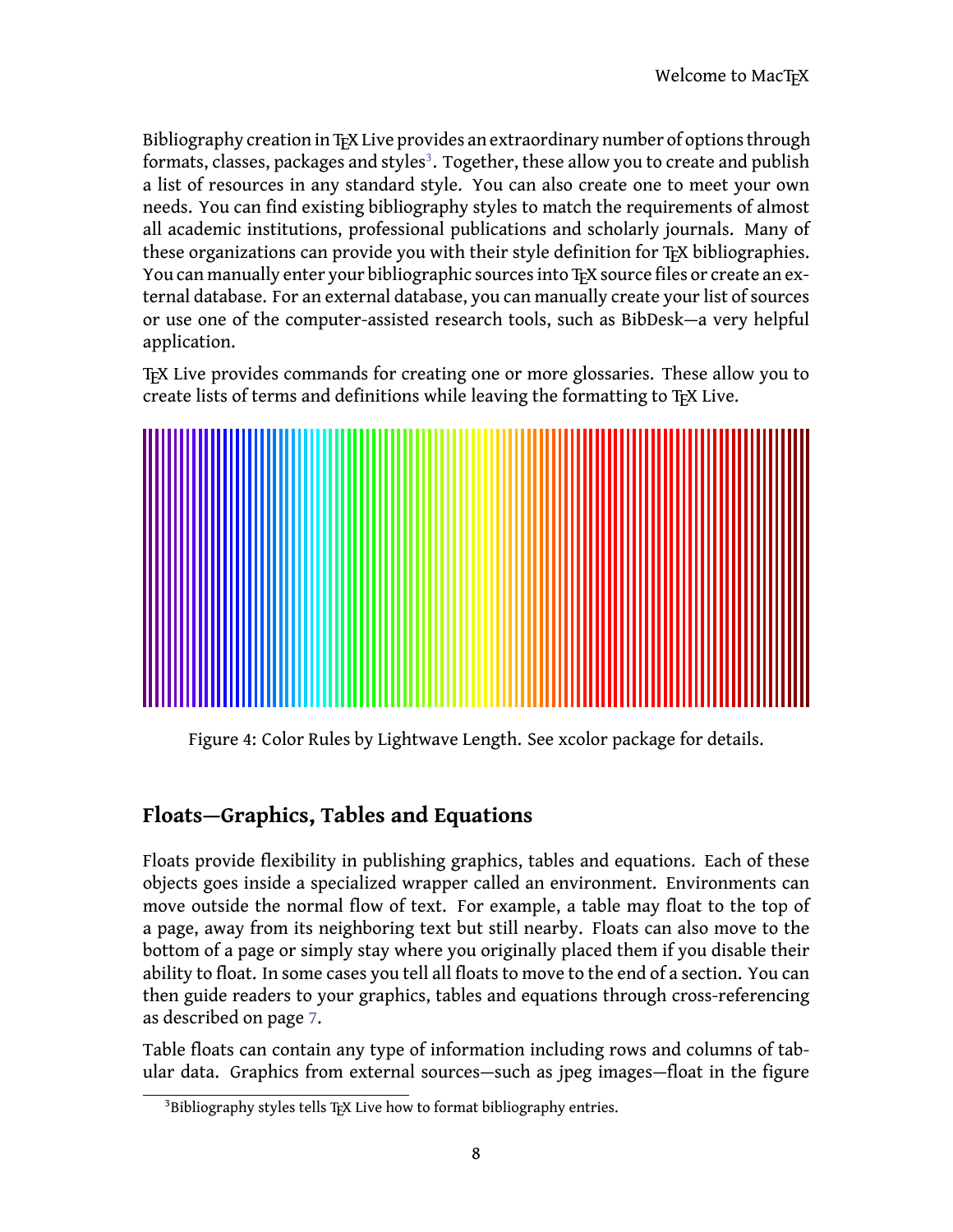Bibliography creation in TEX Live provides an extraordinary number of options through formats, classes, packages and styles[3]. Together, these allow you to create and publish a list of resources in any standard style. You can also create one to meet your own needs. You can find existing bibliography styles to match the requirements of almost all academic institutions, professional publications and scholarly journals. Many of these organizations can provide you with their style definition for TEX bibliographies. You can manually enter your bibliographic sources into TEX source files or create an external database. For an external database, you can manually create your list of sources or use one of the computer-assisted research tools, such as BibDesk—a very helpful application.

TEX Live provides commands for creating one or more glossaries. These allow you to create lists of terms and definitions while leaving the formatting to TEX Live.

Figure 4: Color Rules by Lightwave Length. See xcolor package for details.

## Floats—Graphics, Tables and Equations

Floats provide flexibility in publishing graphics, tables and equations. Each of these objects goes inside a specialized wrapper called an environment. Environments can move outside the normal flow of text. For example, a table may float to the top of a page, away from its neighboring text but still nearby. Floats can also move to the bottom of a page or simply stay where you originally placed them if you disable their ability to float. In some cases you tell all floats to move to the end of a section. You can then guide readers to your graphics, tables and equations through cross-referencing as described on page 7.

Table floats can contain any type of information including rows and columns of tabular data. Graphics from external sources—such as jpeg images—float in the figure

[3] Bibliography styles tells TEX Live how to format bibliography entries.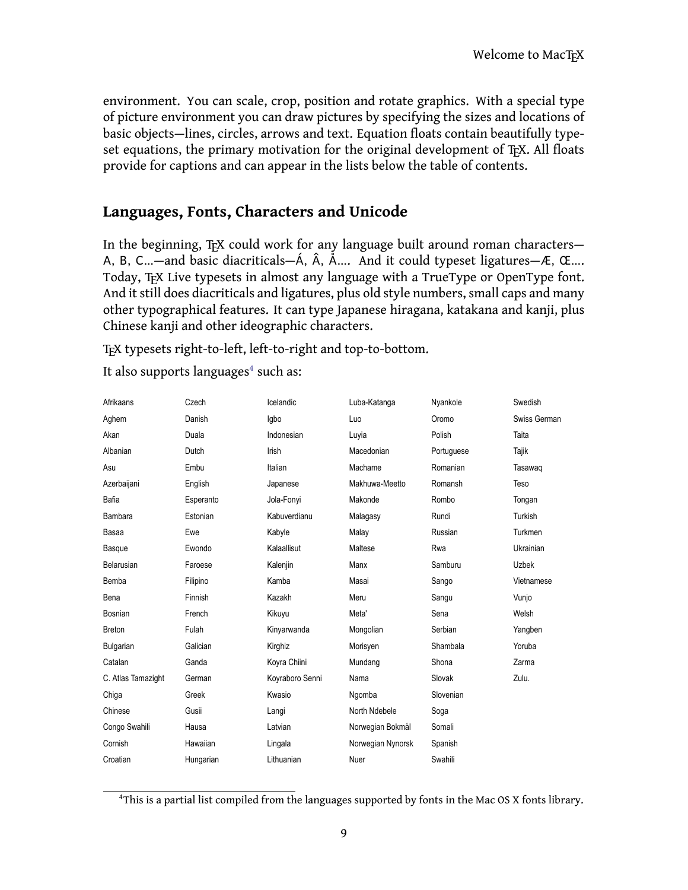environment. You can scale, crop, position and rotate graphics. With a special type of picture environment you can draw pictures by specifying the sizes and locations of basic objects—lines, circles, arrows and text. Equation floats contain beautifully typeset equations, the primary motivation for the original development of TEX. All floats provide for captions and can appear in the lists below the table of contents.

## Languages, Fonts, Characters and Unicode

In the beginning, TEX could work for any language built around roman characters—A, B, C...—and basic diacriticals—Á, Â, Å.... And it could typeset ligatures—Æ, Œ.... Today, TEX Live typesets in almost any language with a TrueType or OpenType font. And it still does diacriticals and ligatures, plus old style numbers, small caps and many other typographical features. It can type Japanese hiragana, katakana and kanji, plus Chinese kanji and other ideographic characters.

TEX typesets right-to-left, left-to-right and top-to-bottom.

It also supports languages[4] such as:

| | | | | | |
|---|---|---|---|---|---|
| Afrikaans | Czech | Icelandic | Luba-Katanga | Nyankole | Swedish |
| Aghem | Danish | Igbo | Luo | Oromo | Swiss German |
| Akan | Duala | Indonesian | Luyia | Polish | Taita |
| Albanian | Dutch | Irish | Macedonian | Portuguese | Tajik |
| Asu | Embu | Italian | Machame | Romanian | Tasawaq |
| Azerbaijani | English | Japanese | Makhuwa-Meetto | Romansh | Teso |
| Bafia | Esperanto | Jola-Fonyi | Makonde | Rombo | Tongan |
| Bambara | Estonian | Kabuverdianu | Malagasy | Rundi | Turkish |
| Basaa | Ewe | Kabyle | Malay | Russian | Turkmen |
| Basque | Ewondo | Kalaallisut | Maltese | Rwa | Ukrainian |
| Belarusian | Faroese | Kalenjin | Manx | Samburu | Uzbek |
| Bemba | Filipino | Kamba | Masai | Sango | Vietnamese |
| Bena | Finnish | Kazakh | Meru | Sangu | Vunjo |
| Bosnian | French | Kikuyu | Meta' | Sena | Welsh |
| Breton | Fulah | Kinyarwanda | Mongolian | Serbian | Yangben |
| Bulgarian | Galician | Kirghiz | Morisyen | Shambala | Yoruba |
| Catalan | Ganda | Koyra Chiini | Mundang | Shona | Zarma |
| C. Atlas Tamazight | German | Koyraboro Senni | Nama | Slovak | Zulu. |
| Chiga | Greek | Kwasio | Ngomba | Slovenian | |
| Chinese | Gusii | Langi | North Ndebele | Soga | |
| Congo Swahili | Hausa | Latvian | Norwegian Bokmål | Somali | |
| Cornish | Hawaiian | Lingala | Norwegian Nynorsk | Spanish | |
| Croatian | Hungarian | Lithuanian | Nuer | Swahili | |

[4] This is a partial list compiled from the languages supported by fonts in the Mac OS X fonts library.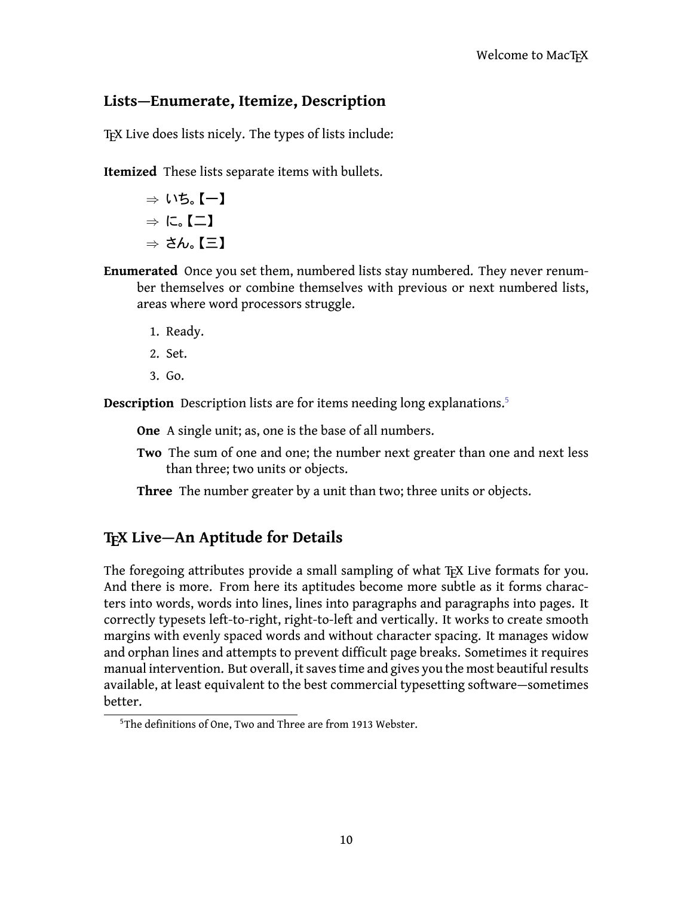## Lists—Enumerate, Itemize, Description

TeX Live does lists nicely. The types of lists include:

**Itemized** These lists separate items with bullets.

- ⇒ いち。【一】
- ⇒ に。【二】
- ⇒ さん。【三】

**Enumerated** Once you set them, numbered lists stay numbered. They never renumber themselves or combine themselves with previous or next numbered lists, areas where word processors struggle.

1. Ready.
2. Set.
3. Go.

**Description** Description lists are for items needing long explanations.[5]

**One** A single unit; as, one is the base of all numbers.

**Two** The sum of one and one; the number next greater than one and next less than three; two units or objects.

**Three** The number greater by a unit than two; three units or objects.

## TeX Live—An Aptitude for Details

The foregoing attributes provide a small sampling of what TeX Live formats for you. And there is more. From here its aptitudes become more subtle as it forms characters into words, words into lines, lines into paragraphs and paragraphs into pages. It correctly typesets left-to-right, right-to-left and vertically. It works to create smooth margins with evenly spaced words and without character spacing. It manages widow and orphan lines and attempts to prevent difficult page breaks. Sometimes it requires manual intervention. But overall, it saves time and gives you the most beautiful results available, at least equivalent to the best commercial typesetting software—sometimes better.

[5] The definitions of One, Two and Three are from 1913 Webster.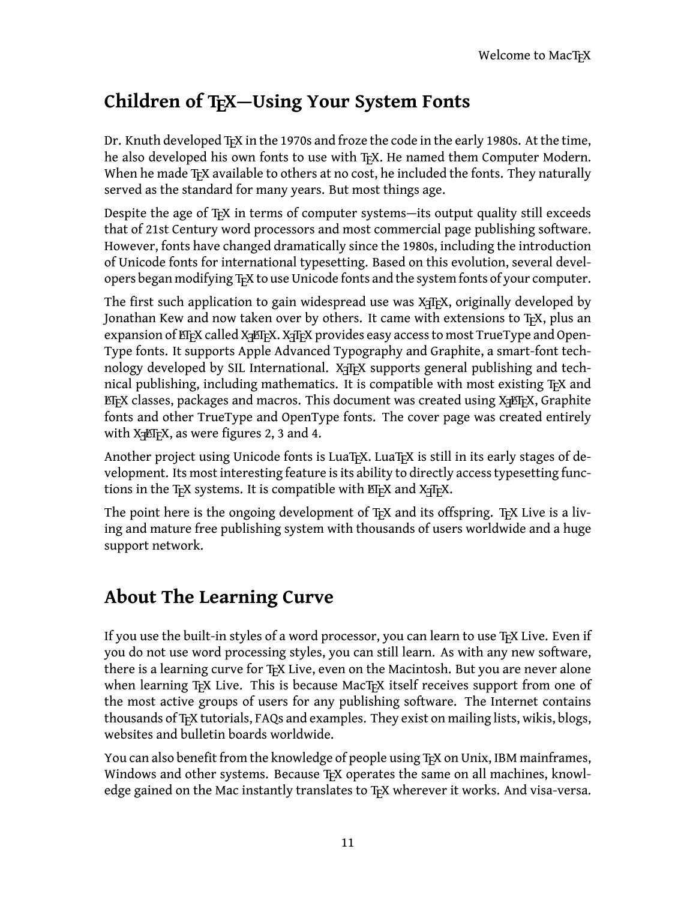## Children of TeX—Using Your System Fonts

Dr. Knuth developed TeX in the 1970s and froze the code in the early 1980s. At the time, he also developed his own fonts to use with TeX. He named them Computer Modern. When he made TeX available to others at no cost, he included the fonts. They naturally served as the standard for many years. But most things age.

Despite the age of TeX in terms of computer systems—its output quality still exceeds that of 21st Century word processors and most commercial page publishing software. However, fonts have changed dramatically since the 1980s, including the introduction of Unicode fonts for international typesetting. Based on this evolution, several developers began modifying TeX to use Unicode fonts and the system fonts of your computer.

The first such application to gain widespread use was XeTeX, originally developed by Jonathan Kew and now taken over by others. It came with extensions to TeX, plus an expansion of LaTeX called XeLaTeX. XeTeX provides easy access to most TrueType and OpenType fonts. It supports Apple Advanced Typography and Graphite, a smart-font technology developed by SIL International. XeTeX supports general publishing and technical publishing, including mathematics. It is compatible with most existing TeX and LaTeX classes, packages and macros. This document was created using XeLaTeX, Graphite fonts and other TrueType and OpenType fonts. The cover page was created entirely with XeLaTeX, as were figures 2, 3 and 4.

Another project using Unicode fonts is LuaTeX. LuaTeX is still in its early stages of development. Its most interesting feature is its ability to directly access typesetting functions in the TeX systems. It is compatible with LaTeX and XeTeX.

The point here is the ongoing development of TeX and its offspring. TeX Live is a living and mature free publishing system with thousands of users worldwide and a huge support network.

## About The Learning Curve

If you use the built-in styles of a word processor, you can learn to use TeX Live. Even if you do not use word processing styles, you can still learn. As with any new software, there is a learning curve for TeX Live, even on the Macintosh. But you are never alone when learning TeX Live. This is because MacTeX itself receives support from one of the most active groups of users for any publishing software. The Internet contains thousands of TeX tutorials, FAQs and examples. They exist on mailing lists, wikis, blogs, websites and bulletin boards worldwide.

You can also benefit from the knowledge of people using TeX on Unix, IBM mainframes, Windows and other systems. Because TeX operates the same on all machines, knowledge gained on the Mac instantly translates to TeX wherever it works. And visa-versa.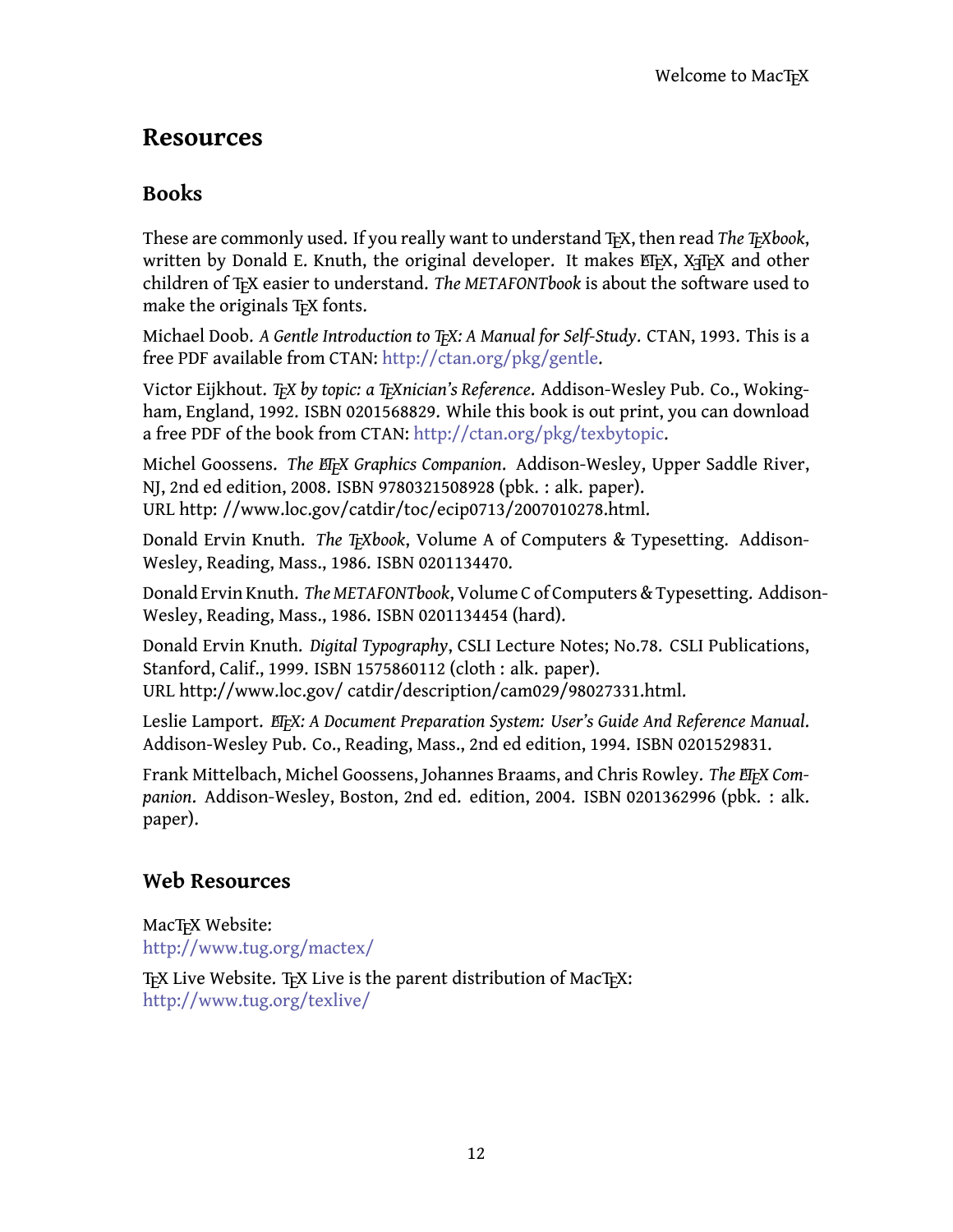# Resources

## Books

These are commonly used. If you really want to understand TEX, then read *The TEXbook*, written by Donald E. Knuth, the original developer. It makes LATEX, XETEX and other children of TEX easier to understand. *The METAFONTbook* is about the software used to make the originals TEX fonts.

Michael Doob. *A Gentle Introduction to TEX: A Manual for Self-Study*. CTAN, 1993. This is a free PDF available from CTAN: http://ctan.org/pkg/gentle.

Victor Eijkhout. *TEX by topic: a TEXnician's Reference*. Addison-Wesley Pub. Co., Wokingham, England, 1992. ISBN 0201568829. While this book is out print, you can download a free PDF of the book from CTAN: http://ctan.org/pkg/texbytopic.

Michel Goossens. *The LATEX Graphics Companion*. Addison-Wesley, Upper Saddle River, NJ, 2nd ed edition, 2008. ISBN 9780321508928 (pbk. : alk. paper). URL http: //www.loc.gov/catdir/toc/ecip0713/2007010278.html.

Donald Ervin Knuth. *The TEXbook*, Volume A of Computers & Typesetting. Addison-Wesley, Reading, Mass., 1986. ISBN 0201134470.

Donald Ervin Knuth. *The METAFONTbook*, Volume C of Computers & Typesetting. Addison-Wesley, Reading, Mass., 1986. ISBN 0201134454 (hard).

Donald Ervin Knuth. *Digital Typography*, CSLI Lecture Notes; No.78. CSLI Publications, Stanford, Calif., 1999. ISBN 1575860112 (cloth : alk. paper). URL http://www.loc.gov/ catdir/description/cam029/98027331.html.

Leslie Lamport. *LATEX: A Document Preparation System: User's Guide And Reference Manual*. Addison-Wesley Pub. Co., Reading, Mass., 2nd ed edition, 1994. ISBN 0201529831.

Frank Mittelbach, Michel Goossens, Johannes Braams, and Chris Rowley. *The LATEX Companion*. Addison-Wesley, Boston, 2nd ed. edition, 2004. ISBN 0201362996 (pbk. : alk. paper).

## Web Resources

MacTEX Website:
http://www.tug.org/mactex/

TEX Live Website. TEX Live is the parent distribution of MacTEX:
http://www.tug.org/texlive/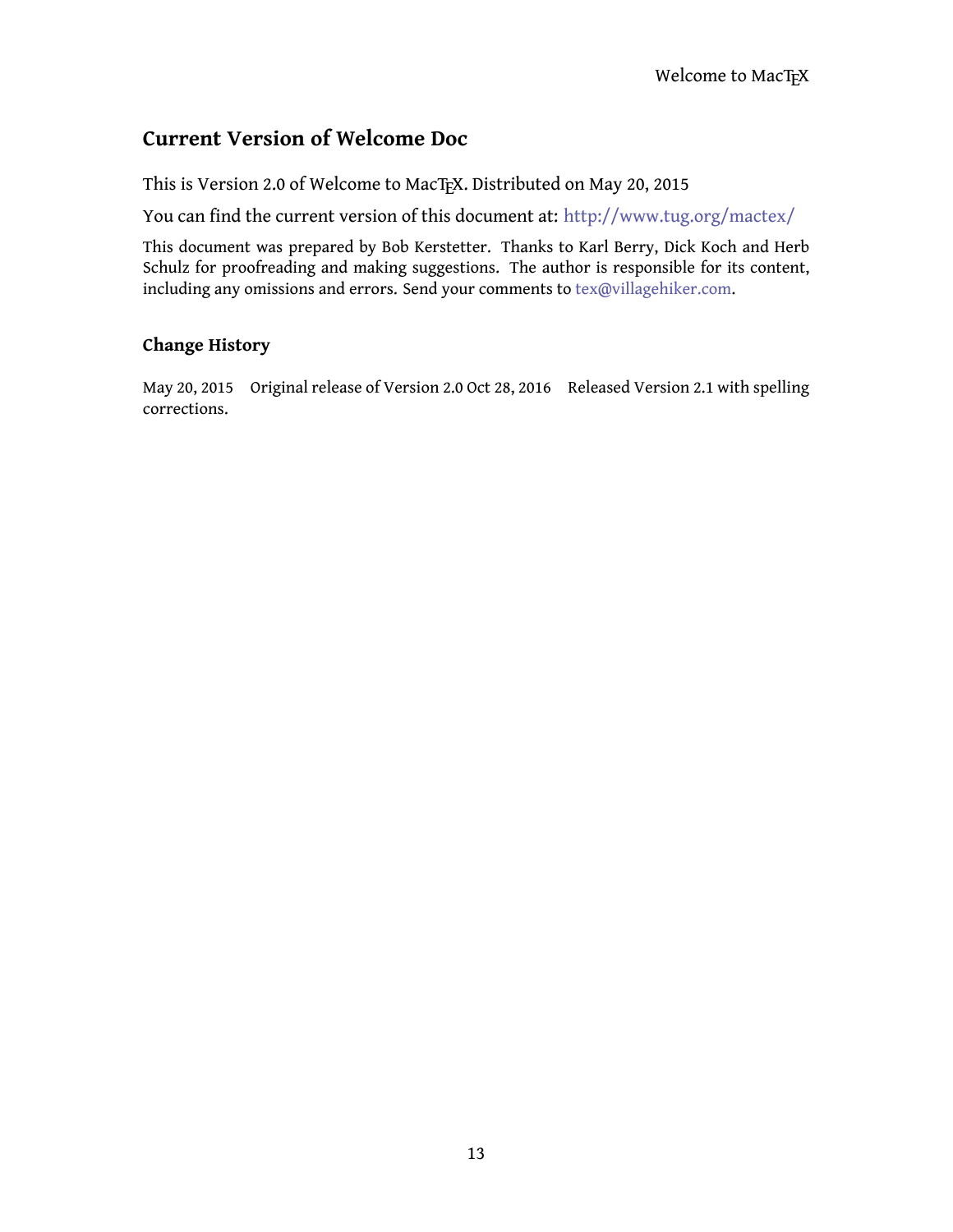## Current Version of Welcome Doc

This is Version 2.0 of Welcome to MacTEX. Distributed on May 20, 2015

You can find the current version of this document at: http://www.tug.org/mactex/

This document was prepared by Bob Kerstetter. Thanks to Karl Berry, Dick Koch and Herb Schulz for proofreading and making suggestions. The author is responsible for its content, including any omissions and errors. Send your comments to tex@villagehiker.com.

### Change History

May 20, 2015 Original release of Version 2.0 Oct 28, 2016 Released Version 2.1 with spelling corrections.